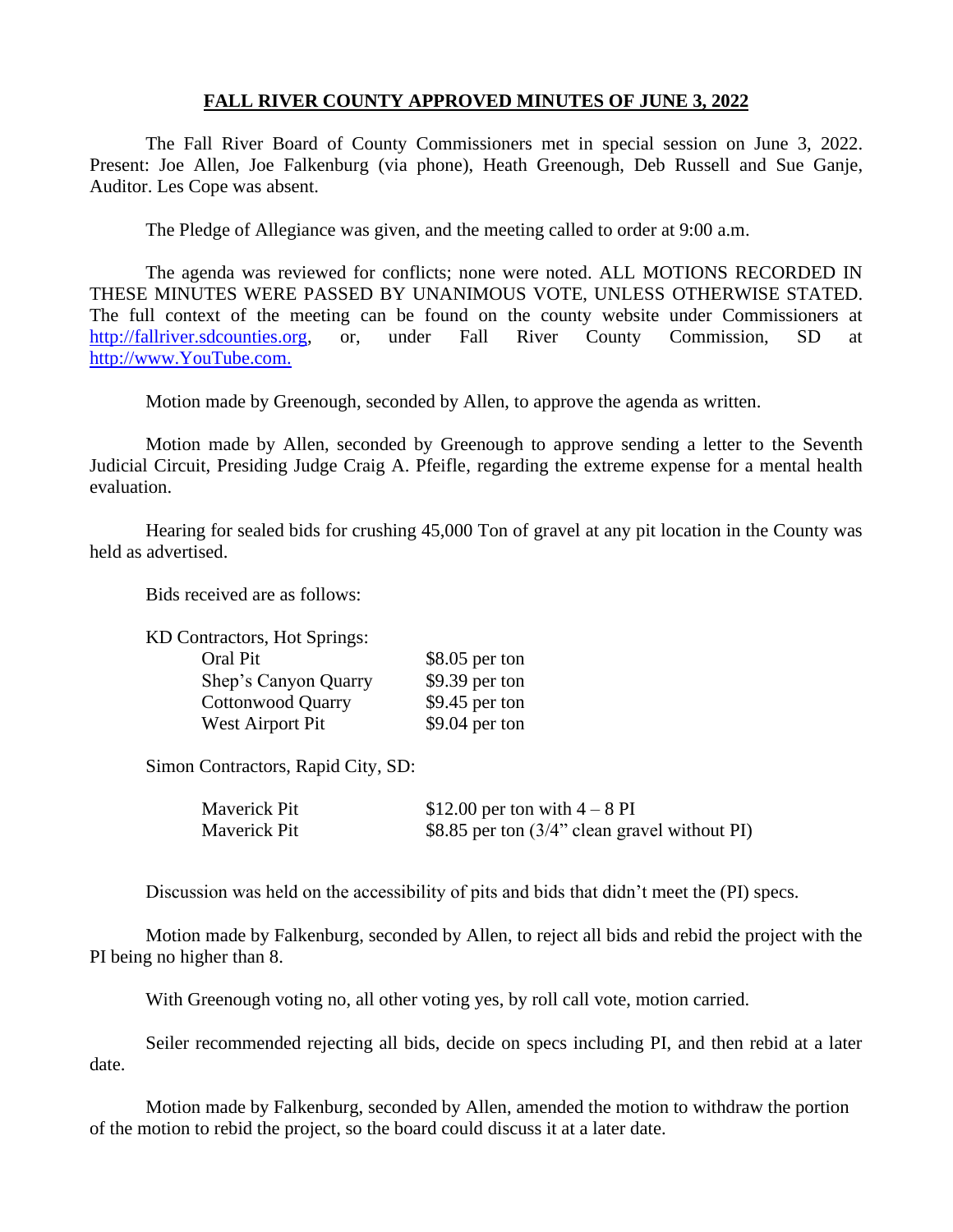# FALL RIVER COUNTY APPROVED MINUTES OF JUNE 3, 2022

The Fall River Board of County Commissioners met in special session on June 3, 2022. Present: Joe Allen, Joe Falkenburg (via phone), Heath Greenough, Deb Russell and Sue Ganje, Auditor. Les Cope was absent.

The Pledge of Allegiance was given, and the meeting called to order at 9:00 a.m.

The agenda was reviewed for conflicts; none were noted. ALL MOTIONS RECORDED IN THESE MINUTES WERE PASSED BY UNANIMOUS VOTE, UNLESS OTHERWISE STATED. The full context of the meeting can be found on the county website under Commissioners at [http://fallriver.sdcounties.org](http://fallriver.sdcounties.org), or, under Fall River County Commission, SD at [http://www.YouTube.com.](http://www.YouTube.com)

Motion made by Greenough, seconded by Allen, to approve the agenda as written.

Motion made by Allen, seconded by Greenough to approve sending a letter to the Seventh Judicial Circuit, Presiding Judge Craig A. Pfeifle, regarding the extreme expense for a mental health evaluation.

Hearing for sealed bids for crushing 45,000 Ton of gravel at any pit location in the County was held as advertised.

Bids received are as follows:

KD Contractors, Hot Springs:

| | |
|---|---|
| Oral Pit | $8.05 per ton |
| Shep's Canyon Quarry | $9.39 per ton |
| Cottonwood Quarry | $9.45 per ton |
| West Airport Pit | $9.04 per ton |

Simon Contractors, Rapid City, SD:

| | |
|---|---|
| Maverick Pit | $12.00 per ton with 4 – 8 PI |
| Maverick Pit | $8.85 per ton (3/4" clean gravel without PI) |

Discussion was held on the accessibility of pits and bids that didn't meet the (PI) specs.

Motion made by Falkenburg, seconded by Allen, to reject all bids and rebid the project with the PI being no higher than 8.

With Greenough voting no, all other voting yes, by roll call vote, motion carried.

Seiler recommended rejecting all bids, decide on specs including PI, and then rebid at a later date.

Motion made by Falkenburg, seconded by Allen, amended the motion to withdraw the portion of the motion to rebid the project, so the board could discuss it at a later date.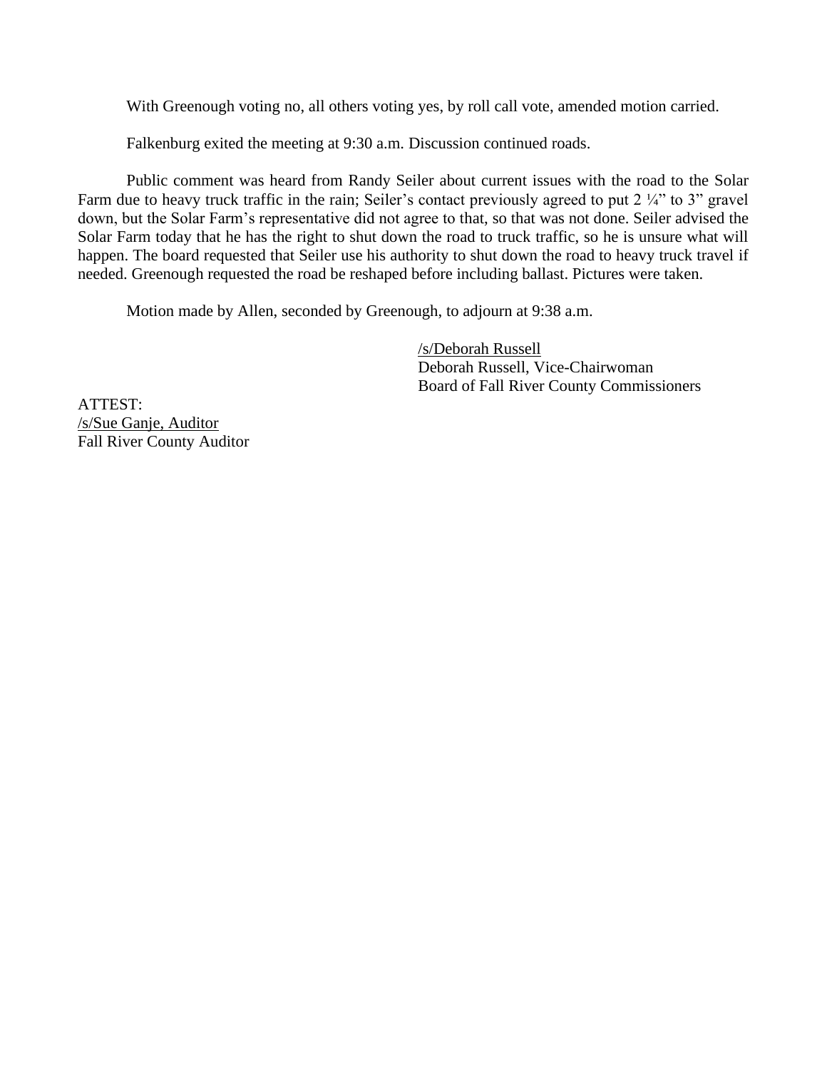With Greenough voting no, all others voting yes, by roll call vote, amended motion carried.

Falkenburg exited the meeting at 9:30 a.m. Discussion continued roads.

Public comment was heard from Randy Seiler about current issues with the road to the Solar Farm due to heavy truck traffic in the rain; Seiler's contact previously agreed to put 2 ¼" to 3" gravel down, but the Solar Farm's representative did not agree to that, so that was not done. Seiler advised the Solar Farm today that he has the right to shut down the road to truck traffic, so he is unsure what will happen. The board requested that Seiler use his authority to shut down the road to heavy truck travel if needed. Greenough requested the road be reshaped before including ballast. Pictures were taken.

Motion made by Allen, seconded by Greenough, to adjourn at 9:38 a.m.

/s/Deborah Russell
Deborah Russell, Vice-Chairwoman
Board of Fall River County Commissioners

ATTEST:
/s/Sue Ganje, Auditor
Fall River County Auditor